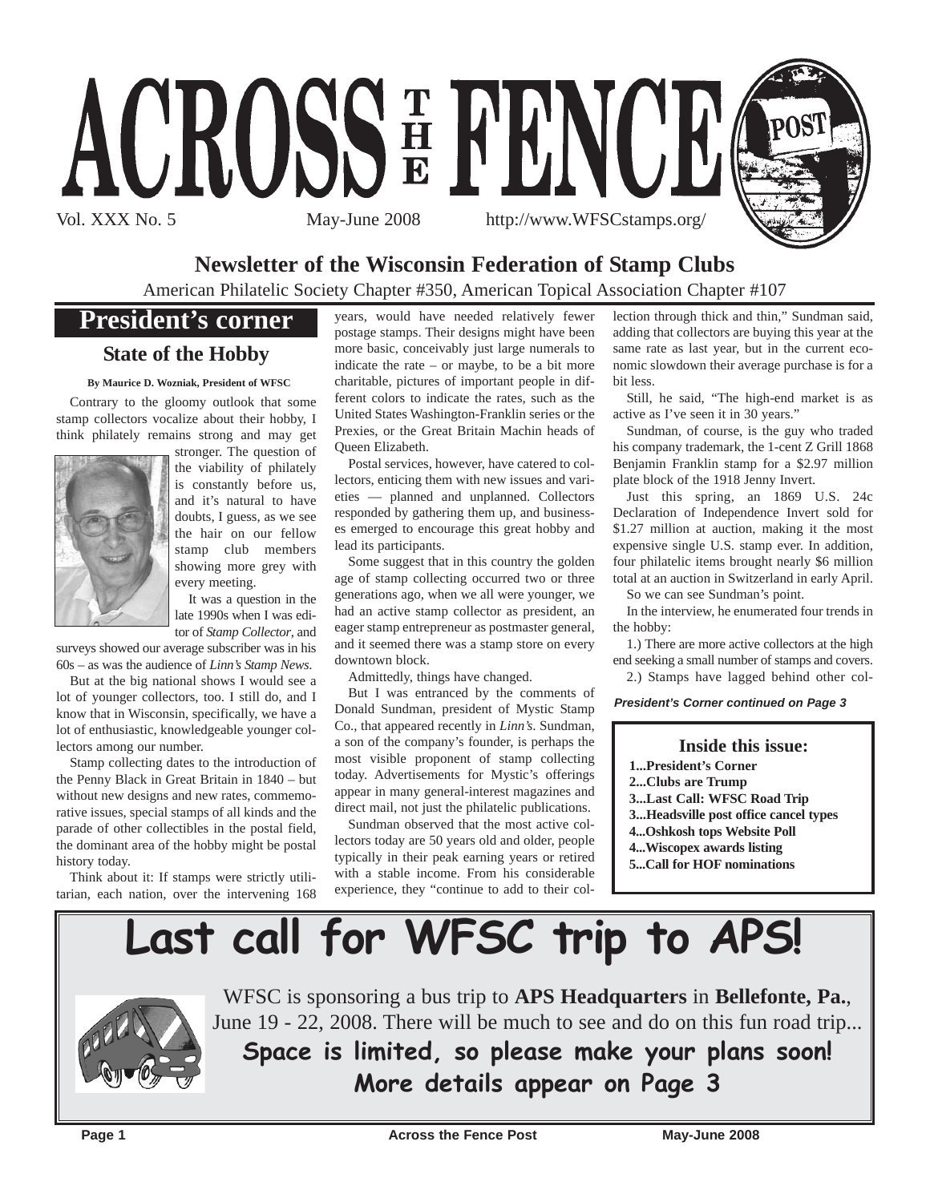# ACROSS THE FENCE POST

Vol. XXX No. 5 May-June 2008 http://www.WFSCstamps.org/

## Newsletter of the Wisconsin Federation of Stamp Clubs

American Philatelic Society Chapter #350, American Topical Association Chapter #107

## President's corner

### State of the Hobby

**By Maurice D. Wozniak, President of WFSC**

Contrary to the gloomy outlook that some stamp collectors vocalize about their hobby, I think philately remains strong and may get stronger. The question of the viability of philately is constantly before us, and it's natural to have doubts, I guess, as we see the hair on our fellow stamp club members showing more grey with every meeting.

It was a question in the late 1990s when I was editor of *Stamp Collector*, and surveys showed our average subscriber was in his 60s – as was the audience of *Linn's Stamp News*.

But at the big national shows I would see a lot of younger collectors, too. I still do, and I know that in Wisconsin, specifically, we have a lot of enthusiastic, knowledgeable younger collectors among our number.

Stamp collecting dates to the introduction of the Penny Black in Great Britain in 1840 – but without new designs and new rates, commemorative issues, special stamps of all kinds and the parade of other collectibles in the postal field, the dominant area of the hobby might be postal history today.

Think about it: If stamps were strictly utilitarian, each nation, over the intervening 168 years, would have needed relatively fewer postage stamps. Their designs might have been more basic, conceivably just large numerals to indicate the rate – or maybe, to be a bit more charitable, pictures of important people in different colors to indicate the rates, such as the United States Washington-Franklin series or the Prexies, or the Great Britain Machin heads of Queen Elizabeth.

Postal services, however, have catered to collectors, enticing them with new issues and varieties — planned and unplanned. Collectors responded by gathering them up, and businesses emerged to encourage this great hobby and lead its participants.

Some suggest that in this country the golden age of stamp collecting occurred two or three generations ago, when we all were younger, we had an active stamp collector as president, an eager stamp entrepreneur as postmaster general, and it seemed there was a stamp store on every downtown block.

Admittedly, things have changed.

But I was entranced by the comments of Donald Sundman, president of Mystic Stamp Co., that appeared recently in *Linn's*. Sundman, a son of the company's founder, is perhaps the most visible proponent of stamp collecting today. Advertisements for Mystic's offerings appear in many general-interest magazines and direct mail, not just the philatelic publications.

Sundman observed that the most active collectors today are 50 years old and older, people typically in their peak earning years or retired with a stable income. From his considerable experience, they "continue to add to their collection through thick and thin," Sundman said, adding that collectors are buying this year at the same rate as last year, but in the current economic slowdown their average purchase is for a bit less.

Still, he said, "The high-end market is as active as I've seen it in 30 years."

Sundman, of course, is the guy who traded his company trademark, the 1-cent Z Grill 1868 Benjamin Franklin stamp for a $2.97 million plate block of the 1918 Jenny Invert.

Just this spring, an 1869 U.S. 24c Declaration of Independence Invert sold for $1.27 million at auction, making it the most expensive single U.S. stamp ever. In addition, four philatelic items brought nearly $6 million total at an auction in Switzerland in early April.

So we can see Sundman's point.

In the interview, he enumerated four trends in the hobby:

1.) There are more active collectors at the high end seeking a small number of stamps and covers.

2.) Stamps have lagged behind other col-

***President's Corner continued on Page 3***

### Inside this issue:

**1...President's Corner**
**2...Clubs are Trump**
**3...Last Call: WFSC Road Trip**
**3...Headsville post office cancel types**
**4...Oshkosh tops Website Poll**
**4...Wiscopex awards listing**
**5...Call for HOF nominations**

## Last call for WFSC trip to APS!

WFSC is sponsoring a bus trip to **APS Headquarters** in **Bellefonte, Pa.**, June 19 - 22, 2008. There will be much to see and do on this fun road trip...

**Space is limited, so please make your plans soon!**

**More details appear on Page 3**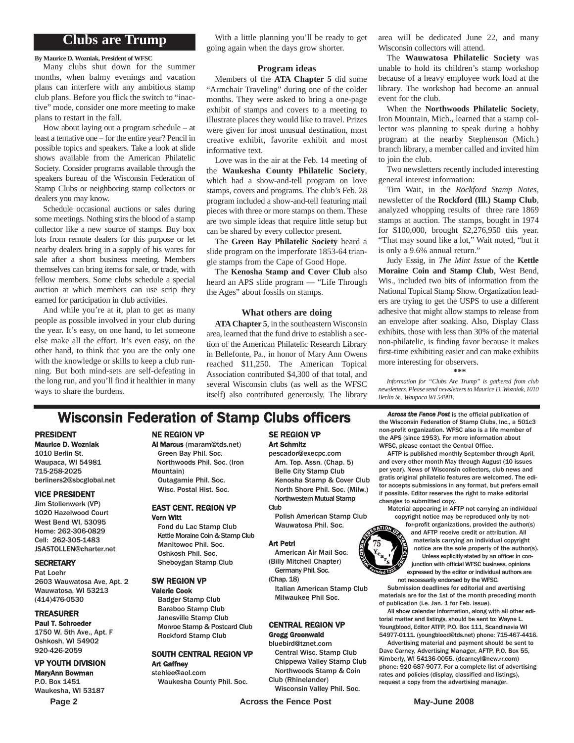## Clubs are Trump

**By Maurice D. Wozniak, President of WFSC**

Many clubs shut down for the summer months, when balmy evenings and vacation plans can interfere with any ambitious stamp club plans. Before you flick the switch to "inactive" mode, consider one more meeting to make plans to restart in the fall.

How about laying out a program schedule – at least a tentative one – for the entire year? Pencil in possible topics and speakers. Take a look at slide shows available from the American Philatelic Society. Consider programs available through the speakers bureau of the Wisconsin Federation of Stamp Clubs or neighboring stamp collectors or dealers you may know.

Schedule occasional auctions or sales during some meetings. Nothing stirs the blood of a stamp collector like a new source of stamps. Buy box lots from remote dealers for this purpose or let nearby dealers bring in a supply of his wares for sale after a short business meeting. Members themselves can bring items for sale, or trade, with fellow members. Some clubs schedule a special auction at which members can use scrip they earned for participation in club activities.

And while you're at it, plan to get as many people as possible involved in your club during the year. It's easy, on one hand, to let someone else make all the effort. It's even easy, on the other hand, to think that you are the only one with the knowledge or skills to keep a club running. But both mind-sets are self-defeating in the long run, and you'll find it healthier in many ways to share the burdens.

With a little planning you'll be ready to get going again when the days grow shorter.

### Program ideas

Members of the **ATA Chapter 5** did some "Armchair Traveling" during one of the colder months. They were asked to bring a one-page exhibit of stamps and covers to a meeting to illustrate places they would like to travel. Prizes were given for most unusual destination, most creative exhibit, favorite exhibit and most informative text.

Love was in the air at the Feb. 14 meeting of the **Waukesha County Philatelic Society**, which had a show-and-tell program on love stamps, covers and programs. The club's Feb. 28 program included a show-and-tell featuring mail pieces with three or more stamps on them. These are two simple ideas that require little setup but can be shared by every collector present.

The **Green Bay Philatelic Society** heard a slide program on the imperforate 1853-64 triangle stamps from the Cape of Good Hope.

The **Kenosha Stamp and Cover Club** also heard an APS slide program — "Life Through the Ages" about fossils on stamps.

### What others are doing

**ATA Chapter 5**, in the southeastern Wisconsin area, learned that the fund drive to establish a section of the American Philatelic Research Library in Bellefonte, Pa., in honor of Mary Ann Owens reached $11,250. The American Topical Association contributed $4,300 of that total, and several Wisconsin clubs (as well as the WFSC itself) also contributed generously. The library area will be dedicated June 22, and many Wisconsin collectors will attend.

The **Wauwatosa Philatelic Society** was unable to hold its children's stamp workshop because of a heavy employee work load at the library. The workshop had become an annual event for the club.

When the **Northwoods Philatelic Society**, Iron Mountain, Mich., learned that a stamp collector was planning to speak during a hobby program at the nearby Stephenson (Mich.) branch library, a member called and invited him to join the club.

Two newsletters recently included interesting general interest information:

Tim Wait, in the *Rockford Stamp Notes*, newsletter of the **Rockford (Ill.) Stamp Club**, analyzed whopping results of three rare 1869 stamps at auction. The stamps, bought in 1974 for $100,000, brought $2,276,950 this year. "That may sound like a lot," Wait noted, "but it is only a 9.6% annual return."

Judy Essig, in *The Mint Issue* of the **Kettle Moraine Coin and Stamp Club**, West Bend, Wis., included two bits of information from the National Topical Stamp Show. Organization leaders are trying to get the USPS to use a different adhesive that might allow stamps to release from an envelope after soaking. Also, Display Class exhibits, those with less than 30% of the material non-philatelic, is finding favor because it makes first-time exhibiting easier and can make exhibits more interesting for observers.

\*\*\*

*Information for "Clubs Are Trump" is gathered from club newsletters. Please send newsletters to Maurice D. Wozniak, 1010 Berlin St., Waupaca WI 54981.*

## Wisconsin Federation of Stamp Clubs officers

**PRESIDENT**
**Maurice D. Wozniak**
1010 Berlin St.
Waupaca, WI 54981
715-258-2025
berliners2@sbcglobal.net

**VICE PRESIDENT**
Jim Stollenwerk (VP)
1020 Hazelwood Court
West Bend WI, 53095
Home: 262-306-0829
Cell: 262-305-1483
JSASTOLLEN@charter.net

**SECRETARY**
Pat Loehr
2603 Wauwatosa Ave, Apt. 2
Wauwatosa, WI 53213
(414)476-0530

**TREASURER**
**Paul T. Schroeder**
1750 W. 5th Ave., Apt. F
Oshkosh, WI 54902
920-426-2059

**VP YOUTH DIVISION**
**MaryAnn Bowman**
P.O. Box 1451
Waukesha, WI 53187

**NE REGION VP**
**Al Marcus** (maram@tds.net)
Green Bay Phil. Soc.
Northwoods Phil. Soc. (Iron Mountain)
Outagamie Phil. Soc.
Wisc. Postal Hist. Soc.

**EAST CENT. REGION VP**
**Vern Witt**
Fond du Lac Stamp Club
Kettle Moraine Coin & Stamp Club
Manitowoc Phil. Soc.
Oshkosh Phil. Soc.
Sheboygan Stamp Club

**SW REGION VP**
**Valerie Cook**
Badger Stamp Club
Baraboo Stamp Club
Janesville Stamp Club
Monroe Stamp & Postcard Club
Rockford Stamp Club

**SOUTH CENTRAL REGION VP**
**Art Gaffney**
stehlee@aol.com
Waukesha County Phil. Soc.

**SE REGION VP**
**Art Schmitz**
pescador@execpc.com
Am. Top. Assn. (Chap. 5)
Belle City Stamp Club
Kenosha Stamp & Cover Club
North Shore Phil. Soc. (Milw.)
Northwestern Mutual Stamp Club
Polish American Stamp Club
Wauwatosa Phil. Soc.

**Art Petri**
American Air Mail Soc. (Billy Mitchell Chapter)
Germany Phil. Soc. (Chap. 18)
Italian American Stamp Club
Milwaukee Phil Soc.

**CENTRAL REGION VP**
**Gregg Greenwald**
bluebird@tznet.com
Central Wisc. Stamp Club
Chippewa Valley Stamp Club
Northwoods Stamp & Coin Club (Rhinelander)
Wisconsin Valley Phil. Soc.

***Across the Fence Post*** is the official publication of the Wisconsin Federation of Stamp Clubs, Inc., a 501c3 non-profit organization. WFSC also is a life member of the APS (since 1953). For more information about WFSC, please contact the Central Office.

AFTP is published monthly September through April, and every other month May through August (10 issues per year). News of Wisconsin collectors, club news and gratis original philatelic features are welcomed. The editor accepts submissions in any format, but prefers email if possible. Editor reserves the right to make editorial changes to submitted copy.

Material appearing in AFTP not carrying an individual copyright notice may be reproduced only by not-for-profit organizations, provided the author(s) and AFTP receive credit or attribution. All materials carrying an individual copyright notice are the sole property of the author(s). Unless explicitly stated by an officer in conjunction with official WFSC business, opinions expressed by the editor or individual authors are not necessarily endorsed by the WFSC.

Submission deadlines for editorial and avertising materials are for the 1st of the month preceding month of publication (i.e. Jan. 1 for Feb. issue).

All show calendar information, along with all other editorial matter and listings, should be sent to: Wayne L. Youngblood, Editor ATFP, P.O. Box 111, Scandinavia WI 54977-0111. (youngblood@tds.net) phone: 715-467-4416.

Advertising material and payment should be sent to Dave Carney, Advertising Manager, AFTP, P.O. Box 55, Kimberly, WI 54136-0055. (dcarneyl@new.rr.com) phone: 920-687-9077. For a complete list of advertising rates and policies (display, classified and listings), request a copy from the advertising manager.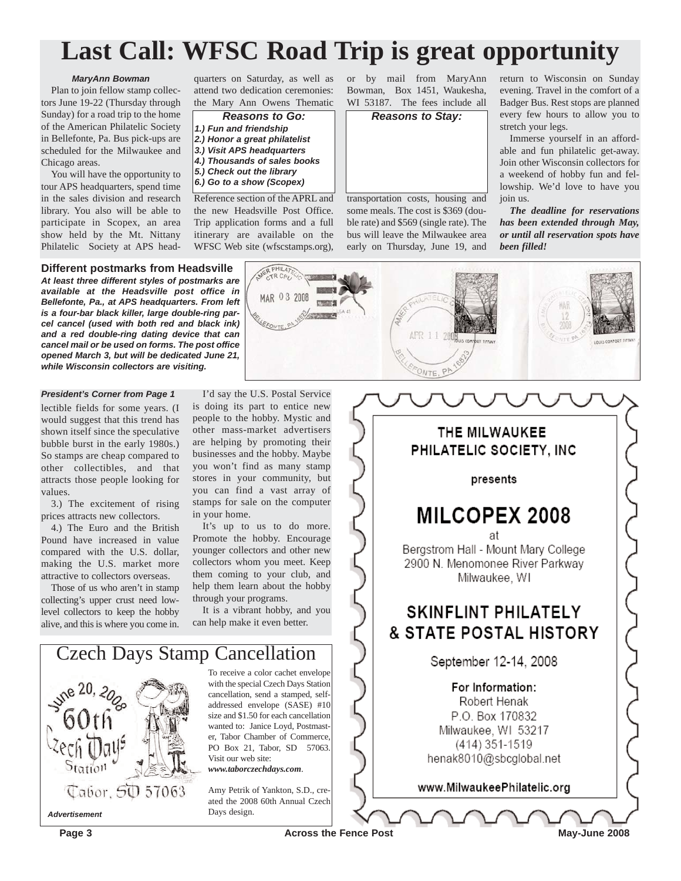# Last Call: WFSC Road Trip is great opportunity

***MaryAnn Bowman***

Plan to join fellow stamp collectors June 19-22 (Thursday through Sunday) for a road trip to the home of the American Philatelic Society in Bellefonte, Pa. Bus pick-ups are scheduled for the Milwaukee and Chicago areas.

You will have the opportunity to tour APS headquarters, spend time in the sales division and research library. You also will be able to participate in Scopex, an area show held by the Mt. Nittany Philatelic Society at APS headquarters on Saturday, as well as attend two dedication ceremonies: the Mary Ann Owens Thematic Reference section of the APRL and the new Headsville Post Office. Trip application forms and a full itinerary are available on the WFSC Web site (wfscstamps.org), or by mail from MaryAnn Bowman, Box 1451, Waukesha, WI 53187. The fees include all transportation costs, housing and some meals. The cost is $369 (double rate) and $569 (single rate). The bus will leave the Milwaukee area early on Thursday, June 19, and return to Wisconsin on Sunday evening. Travel in the comfort of a Badger Bus. Rest stops are planned every few hours to allow you to stretch your legs.

***Reasons to Go:***

***1.) Fun and friendship***
***2.) Honor a great philatelist***
***3.) Visit APS headquarters***
***4.) Thousands of sales books***
***5.) Check out the library***
***6.) Go to a show (Scopex)***

***Reasons to Stay:***

Immerse yourself in an affordable and fun philatelic get-away. Join other Wisconsin collectors for a weekend of hobby fun and fellowship. We'd love to have you join us.

***The deadline for reservations has been extended through May, or until all reservation spots have been filled!***

**Different postmarks from Headsville**

***At least three different styles of postmarks are available at the Headsville post office in Bellefonte, Pa., at APS headquarters. From left is a four-bar black killer, large double-ring parcel cancel (used with both red and black ink) and a red double-ring dating device that can cancel mail or be used on forms. The post office opened March 3, but will be dedicated June 21, while Wisconsin collectors are visiting.***

***President's Corner from Page 1***

lectible fields for some years. (I would suggest that this trend has shown itself since the speculative bubble burst in the early 1980s.) So stamps are cheap compared to other collectibles, and that attracts those people looking for values.

3.) The excitement of rising prices attracts new collectors.

4.) The Euro and the British Pound have increased in value compared with the U.S. dollar, making the U.S. market more attractive to collectors overseas.

Those of us who aren't in stamp collecting's upper crust need low-level collectors to keep the hobby alive, and this is where you come in.

I'd say the U.S. Postal Service is doing its part to entice new people to the hobby. Mystic and other mass-market advertisers are helping by promoting their businesses and the hobby. Maybe you won't find as many stamp stores in your community, but you can find a vast array of stamps for sale on the computer in your home.

It's up to us to do more. Promote the hobby. Encourage younger collectors and other new collectors whom you meet. Keep them coming to your club, and help them learn about the hobby through your programs.

It is a vibrant hobby, and you can help make it even better.

## Czech Days Stamp Cancellation

June 20, 2008
60th Czech Days Station
Tabor, SD 57063

To receive a color cachet envelope with the special Czech Days Station cancellation, send a stamped, self-addressed envelope (SASE) #10 size and $1.50 for each cancellation wanted to: Janice Loyd, Postmaster, Tabor Chamber of Commerce, PO Box 21, Tabor, SD 57063. Visit our web site: ***www.taborczechdays.com***.

Amy Petrik of Yankton, S.D., created the 2008 60th Annual Czech Days design.

***Advertisement***

THE MILWAUKEE PHILATELIC SOCIETY, INC

presents

**MILCOPEX 2008**

at

Bergstrom Hall - Mount Mary College
2900 N. Menomonee River Parkway
Milwaukee, WI

**SKINFLINT PHILATELY & STATE POSTAL HISTORY**

September 12-14, 2008

For Information:
Robert Henak
P.O. Box 170832
Milwaukee, WI 53217
(414) 351-1519
henak8010@sbcglobal.net

www.MilwaukeePhilatelic.org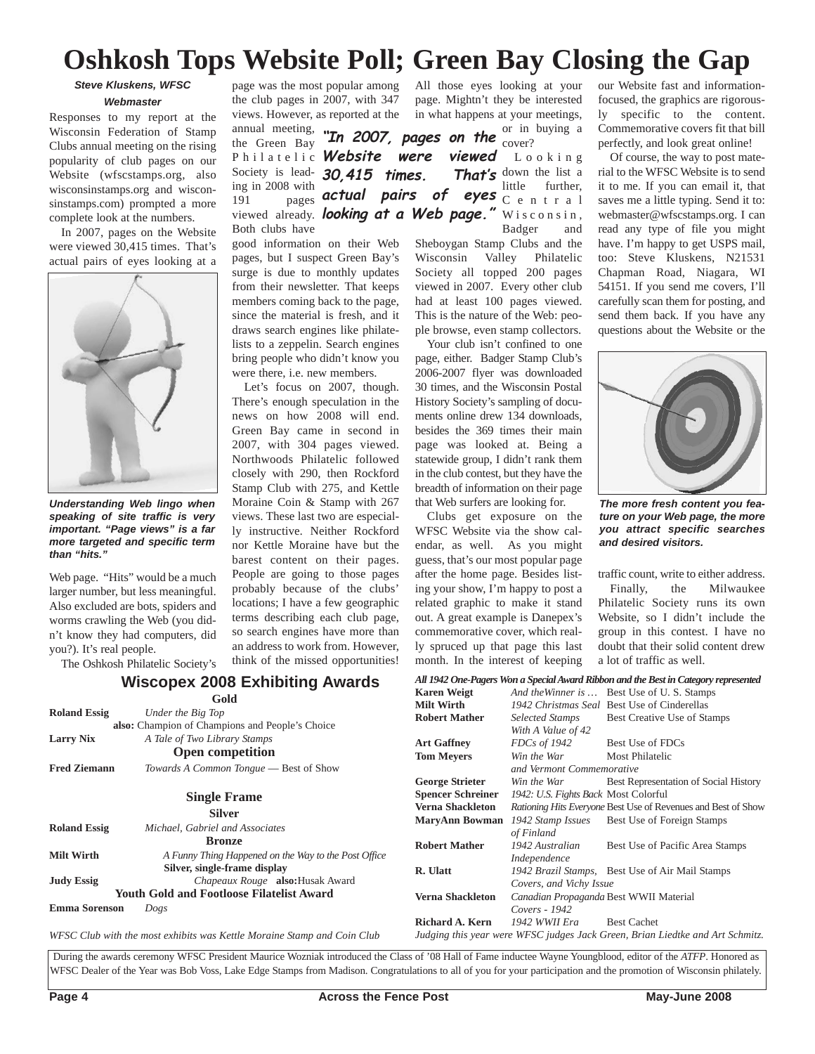# Oshkosh Tops Website Poll; Green Bay Closing the Gap

***Steve Kluskens, WFSC Webmaster***

Responses to my report at the Wisconsin Federation of Stamp Clubs annual meeting on the rising popularity of club pages on our Website (wfscstamps.org, also wisconsinstamps.org and wisconsinstamps.com) prompted a more complete look at the numbers.

In 2007, pages on the Website were viewed 30,415 times. That's actual pairs of eyes looking at a Web page. "Hits" would be a much larger number, but less meaningful. Also excluded are bots, spiders and worms crawling the Web (you didn't know they had computers, did you?). It's real people.

***Understanding Web lingo when speaking of site traffic is very important. "Page views" is a far more targeted and specific term than "hits."***

The Oshkosh Philatelic Society's page was the most popular among the club pages in 2007, with 347 views. However, as reported at the annual meeting, the Green Bay Philatelic Society is leading in 2008 with 191 pages viewed already. Both clubs have good information on their Web pages, but I suspect Green Bay's surge is due to monthly updates from their newsletter. That keeps members coming back to the page, since the material is fresh, and it draws search engines like philatelists to a zeppelin. Search engines bring people who didn't know you were there, i.e. new members.

> ***"In 2007, pages on the Website were viewed 30,415 times. That's actual pairs of eyes looking at a Web page."***

Let's focus on 2007, though. There's enough speculation in the news on how 2008 will end. Green Bay came in second in 2007, with 304 pages viewed. Northwoods Philatelic followed closely with 290, then Rockford Stamp Club with 275, and Kettle Moraine Coin & Stamp with 267 views. These last two are especially instructive. Neither Rockford nor Kettle Moraine have but the barest content on their pages. People are going to those pages probably because of the clubs' locations; I have a few geographic terms describing each club page, so search engines have more than an address to work from. However, think of the missed opportunities! All those eyes looking at your page. Mightn't they be interested in what happens at your meetings, or in buying a cover?

Looking down the list a little further, Central Wisconsin, Badger and Sheboygan Stamp Clubs and the Wisconsin Valley Philatelic Society all topped 200 pages viewed in 2007. Every other club had at least 100 pages viewed. This is the nature of the Web: people browse, even stamp collectors.

Your club isn't confined to one page, either. Badger Stamp Club's 2006-2007 flyer was downloaded 30 times, and the Wisconsin Postal History Society's sampling of documents online drew 134 downloads, besides the 369 times their main page was looked at. Being a statewide group, I didn't rank them in the club contest, but they have the breadth of information on their page that Web surfers are looking for.

Clubs get exposure on the WFSC Website via the show calendar, as well. As you might guess, that's our most popular page after the home page. Besides listing your show, I'm happy to post a related graphic to make it stand out. A great example is Danepex's commemorative cover, which really spruced up that page this last month. In the interest of keeping our Website fast and information-focused, the graphics are rigorously specific to the content. Commemorative covers fit that bill perfectly, and look great online!

Of course, the way to post material to the WFSC Website is to send it to me. If you can email it, that saves me a little typing. Send it to: webmaster@wfscstamps.org. I can read any type of file you might have. I'm happy to get USPS mail, too: Steve Kluskens, N21531 Chapman Road, Niagara, WI 54151. If you send me covers, I'll carefully scan them for posting, and send them back. If you have any questions about the Website or the traffic count, write to either address.

***The more fresh content you feature on your Web page, the more you attract specific searches and desired visitors.***

Finally, the Milwaukee Philatelic Society runs its own Website, so I didn't include the group in this contest. I have no doubt that their solid content drew a lot of traffic as well.

## Wiscopex 2008 Exhibiting Awards

**Gold**

**Roland Essig** — *Under the Big Top*
**also:** Champion of Champions and People's Choice

**Larry Nix** — *A Tale of Two Library Stamps*

**Open competition**

**Fred Ziemann** — *Towards A Common Tongue* — Best of Show

**Single Frame**

**Silver**

**Roland Essig** — *Michael, Gabriel and Associates*

**Bronze**

**Milt Wirth** — *A Funny Thing Happened on the Way to the Post Office*

**Silver, single-frame display**

**Judy Essig** — *Chapeaux Rouge* **also:** Husak Award

**Youth Gold and Footloose Filatelist Award**

**Emma Sorenson** — *Dogs*

*WFSC Club with the most exhibits was Kettle Moraine Stamp and Coin Club*

***All 1942 One-Pagers Won a Special Award Ribbon and the Best in Category represented***

| Exhibitor | Title | Award |
|---|---|---|
| **Karen Weigt** | *And theWinner is …* | Best Use of U. S. Stamps |
| **Milt Wirth** | *1942 Christmas Seal* | Best Use of Cinderellas |
| **Robert Mather** | *Selected Stamps With A Value of 42* | Best Creative Use of Stamps |
| **Art Gaffney** | *FDCs of 1942* | Best Use of FDCs |
| **Tom Meyers** | *Win the War and Vermont Commemorative* | Most Philatelic |
| **George Strieter** | *Win the War* | Best Representation of Social History |
| **Spencer Schreiner** | *1942: U.S. Fights Back* | Most Colorful |
| **Verna Shackleton** | *Rationing Hits Everyone* | Best Use of Revenues and Best of Show |
| **MaryAnn Bowman** | *1942 Stamp Issues of Finland* | Best Use of Foreign Stamps |
| **Robert Mather** | *1942 Australian Independence* | Best Use of Pacific Area Stamps |
| **R. Ulatt** | *1942 Brazil Stamps, Covers, and Vichy Issue* | Best Use of Air Mail Stamps |
| **Verna Shackleton** | *Canadian Propaganda Covers - 1942* | Best WWII Material |
| **Richard A. Kern** | *1942 WWII Era* | Best Cachet |

*Judging this year were WFSC judges Jack Green, Brian Liedtke and Art Schmitz.*

During the awards ceremony WFSC President Maurice Wozniak introduced the Class of '08 Hall of Fame inductee Wayne Youngblood, editor of the *ATFP*. Honored as WFSC Dealer of the Year was Bob Voss, Lake Edge Stamps from Madison. Congratulations to all of you for your participation and the promotion of Wisconsin philately.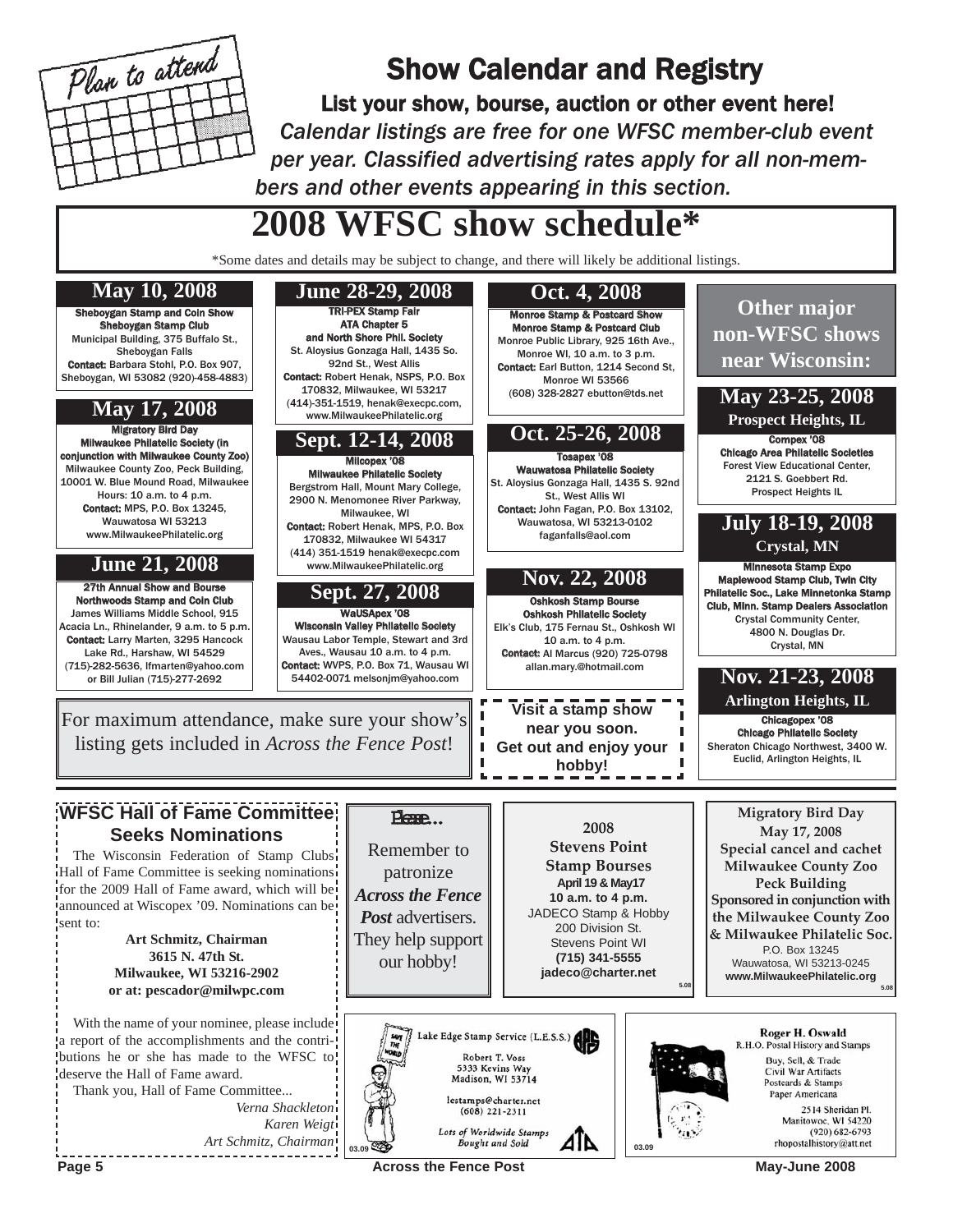Plan to attend

# Show Calendar and Registry

**List your show, bourse, auction or other event here!**

*Calendar listings are free for one WFSC member-club event per year. Classified advertising rates apply for all non-members and other events appearing in this section.*

## 2008 WFSC show schedule*

*Some dates and details may be subject to change, and there will likely be additional listings.

### May 10, 2008

**Sheboygan Stamp and Coin Show**
**Sheboygan Stamp Club**
Municipal Building, 375 Buffalo St., Sheboygan Falls
**Contact:** Barbara Stohl, P.O. Box 907, Sheboygan, WI 53082 (920)-458-4883)

### May 17, 2008

**Migratory Bird Day**
**Milwaukee Philatelic Society (in conjunction with Milwaukee County Zoo)**
Milwaukee County Zoo, Peck Building, 10001 W. Blue Mound Road, Milwaukee
Hours: 10 a.m. to 4 p.m.
**Contact:** MPS, P.O. Box 13245, Wauwatosa WI 53213
www.MilwaukeePhilatelic.org

### June 21, 2008

**27th Annual Show and Bourse**
**Northwoods Stamp and Coin Club**
James Williams Middle School, 915 Acacia Ln., Rhinelander, 9 a.m. to 5 p.m.
**Contact:** Larry Marten, 3295 Hancock Lake Rd., Harshaw, WI 54529 (715)-282-5636, lfmarten@yahoo.com or Bill Julian (715)-277-2692

### June 28-29, 2008

**TRI-PEX Stamp Fair**
**ATA Chapter 5**
**and North Shore Phil. Society**
St. Aloysius Gonzaga Hall, 1435 So. 92nd St., West Allis
**Contact:** Robert Henak, NSPS, P.O. Box 170832, Milwaukee, WI 53217 (414)-351-1519, henak@execpc.com, www.MilwaukeePhilatelic.org

### Sept. 12-14, 2008

**Milcopex '08**
**Milwaukee Philatelic Society**
Bergstrom Hall, Mount Mary College, 2900 N. Menomonee River Parkway, Milwaukee, WI
**Contact:** Robert Henak, MPS, P.O. Box 170832, Milwaukee WI 54317 (414) 351-1519 henak@execpc.com www.MilwaukeePhilatelic.org

### Sept. 27, 2008

**WaUSApex '08**
**Wisconsin Valley Philatelic Society**
Wausau Labor Temple, Stewart and 3rd Aves., Wausau 10 a.m. to 4 p.m.
**Contact:** WVPS, P.O. Box 71, Wausau WI 54402-0071 melsonjm@yahoo.com

### Oct. 4, 2008

**Monroe Stamp & Postcard Show**
**Monroe Stamp & Postcard Club**
Monroe Public Library, 925 16th Ave., Monroe WI, 10 a.m. to 3 p.m.
**Contact:** Earl Button, 1214 Second St, Monroe WI 53566
(608) 328-2827 ebutton@tds.net

### Oct. 25-26, 2008

**Tosapex '08**
**Wauwatosa Philatelic Society**
St. Aloysius Gonzaga Hall, 1435 S. 92nd St., West Allis WI
**Contact:** John Fagan, P.O. Box 13102, Wauwatosa, WI 53213-0102
faganfalls@aol.com

### Nov. 22, 2008

**Oshkosh Stamp Bourse**
**Oshkosh Philatelic Society**
Elk's Club, 175 Fernau St., Oshkosh WI
10 a.m. to 4 p.m.
**Contact:** Al Marcus (920) 725-0798
allan.mary.@hotmail.com

## Other major non-WFSC shows near Wisconsin:

### May 23-25, 2008
**Prospect Heights, IL**

**Compex '08**
**Chicago Area Philatelic Societies**
Forest View Educational Center, 2121 S. Goebbert Rd.
Prospect Heights IL

### July 18-19, 2008
**Crystal, MN**

**Minnesota Stamp Expo**
**Maplewood Stamp Club, Twin City Philatelic Soc., Lake Minnetonka Stamp Club, Minn. Stamp Dealers Association**
Crystal Community Center, 4800 N. Douglas Dr.
Crystal, MN

### Nov. 21-23, 2008
**Arlington Heights, IL**

**Chicagopex '08**
**Chicago Philatelic Society**
Sheraton Chicago Northwest, 3400 W. Euclid, Arlington Heights, IL

For maximum attendance, make sure your show's listing gets included in *Across the Fence Post*!

**Visit a stamp show near you soon. Get out and enjoy your hobby!**

## WFSC Hall of Fame Committee Seeks Nominations

The Wisconsin Federation of Stamp Clubs Hall of Fame Committee is seeking nominations for the 2009 Hall of Fame award, which will be announced at Wiscopex '09. Nominations can be sent to:

**Art Schmitz, Chairman**
**3615 N. 47th St.**
**Milwaukee, WI 53216-2902**
**or at: pescador@milwpc.com**

With the name of your nominee, please include a report of the accomplishments and the contributions he or she has made to the WFSC to deserve the Hall of Fame award.

Thank you, Hall of Fame Committee...

*Verna Shackleton*
*Karen Weigt*
*Art Schmitz, Chairman*

Please...

Remember to patronize *Across the Fence Post* advertisers. They help support our hobby!

**2008**
**Stevens Point**
**Stamp Bourses**
**April 19 & May17**
**10 a.m. to 4 p.m.**
JADECO Stamp & Hobby
200 Division St.
Stevens Point WI
**(715) 341-5555**
**jadeco@charter.net**
5.08

**Migratory Bird Day**
**May 17, 2008**
**Special cancel and cachet**
**Milwaukee County Zoo**
**Peck Building**
**Sponsored in conjunction with the Milwaukee County Zoo & Milwaukee Philatelic Soc.**
P.O. Box 13245
Wauwatosa, WI 53213-0245
**www.MilwaukeePhilatelic.org**
5.08

Lake Edge Stamp Service (L.E.S.S.)
Robert T. Voss
5333 Kevins Way
Madison, WI 53714
lestamps@charter.net
(608) 221-2311
*Lots of Worldwide Stamps Bought and Sold*
03.09

**Roger H. Oswald**
R.H.O. Postal History and Stamps
Buy, Sell, & Trade
Civil War Artifacts
Postcards & Stamps
Paper Americana
2514 Sheridan Pl.
Manitowoc, WI 54220
(920) 682-6793
rhopostalhistory@att.net
03.09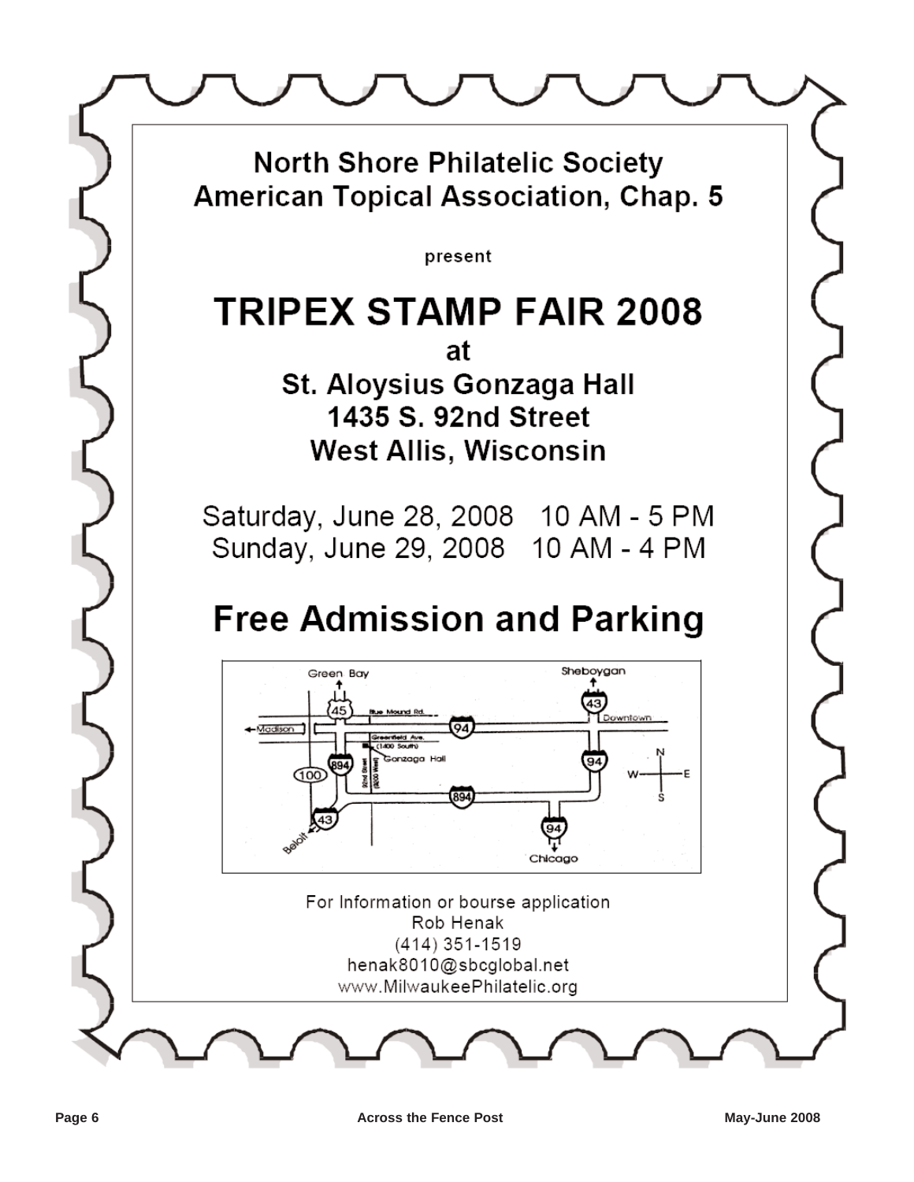**North Shore Philatelic Society**
**American Topical Association, Chap. 5**

present

# TRIPEX STAMP FAIR 2008

**at**

**St. Aloysius Gonzaga Hall**
**1435 S. 92nd Street**
**West Allis, Wisconsin**

Saturday, June 28, 2008 10 AM - 5 PM
Sunday, June 29, 2008 10 AM - 4 PM

## Free Admission and Parking

Green Bay
Sheboygan
45
43
Blue Mound Rd.
94
Downtown
Madison
Greenfield Ave.
(1400 South)
Gonzaga Hall
894
92nd Street
(9200 West)
94
N
W
E
S
100
894
43
94
Beloit
Chicago

For Information or bourse application
Rob Henak
(414) 351-1519
henak8010@sbcglobal.net
www.MilwaukeePhilatelic.org